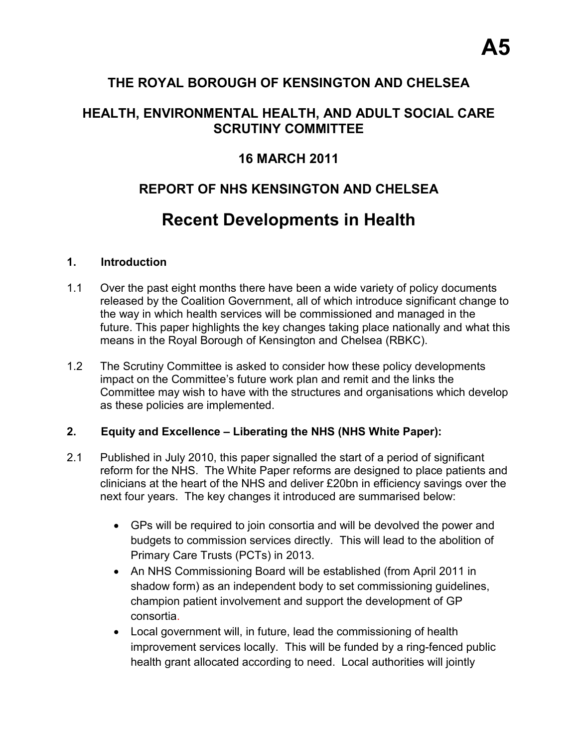**A5**

# THE ROYAL BOROUGH OF KENSINGTON AND CHELSEA

## HEALTH, ENVIRONMENTAL HEALTH, AND ADULT SOCIAL CARE SCRUTINY COMMITTEE

## 16 MARCH 2011

## REPORT OF NHS KENSINGTON AND CHELSEA

# Recent Developments in Health

### 1. Introduction

1.1 Over the past eight months there have been a wide variety of policy documents released by the Coalition Government, all of which introduce significant change to the way in which health services will be commissioned and managed in the future. This paper highlights the key changes taking place nationally and what this means in the Royal Borough of Kensington and Chelsea (RBKC).

1.2 The Scrutiny Committee is asked to consider how these policy developments impact on the Committee's future work plan and remit and the links the Committee may wish to have with the structures and organisations which develop as these policies are implemented.

### 2. Equity and Excellence – Liberating the NHS (NHS White Paper):

2.1 Published in July 2010, this paper signalled the start of a period of significant reform for the NHS. The White Paper reforms are designed to place patients and clinicians at the heart of the NHS and deliver £20bn in efficiency savings over the next four years. The key changes it introduced are summarised below:

- GPs will be required to join consortia and will be devolved the power and budgets to commission services directly. This will lead to the abolition of Primary Care Trusts (PCTs) in 2013.
- An NHS Commissioning Board will be established (from April 2011 in shadow form) as an independent body to set commissioning guidelines, champion patient involvement and support the development of GP consortia.
- Local government will, in future, lead the commissioning of health improvement services locally. This will be funded by a ring-fenced public health grant allocated according to need. Local authorities will jointly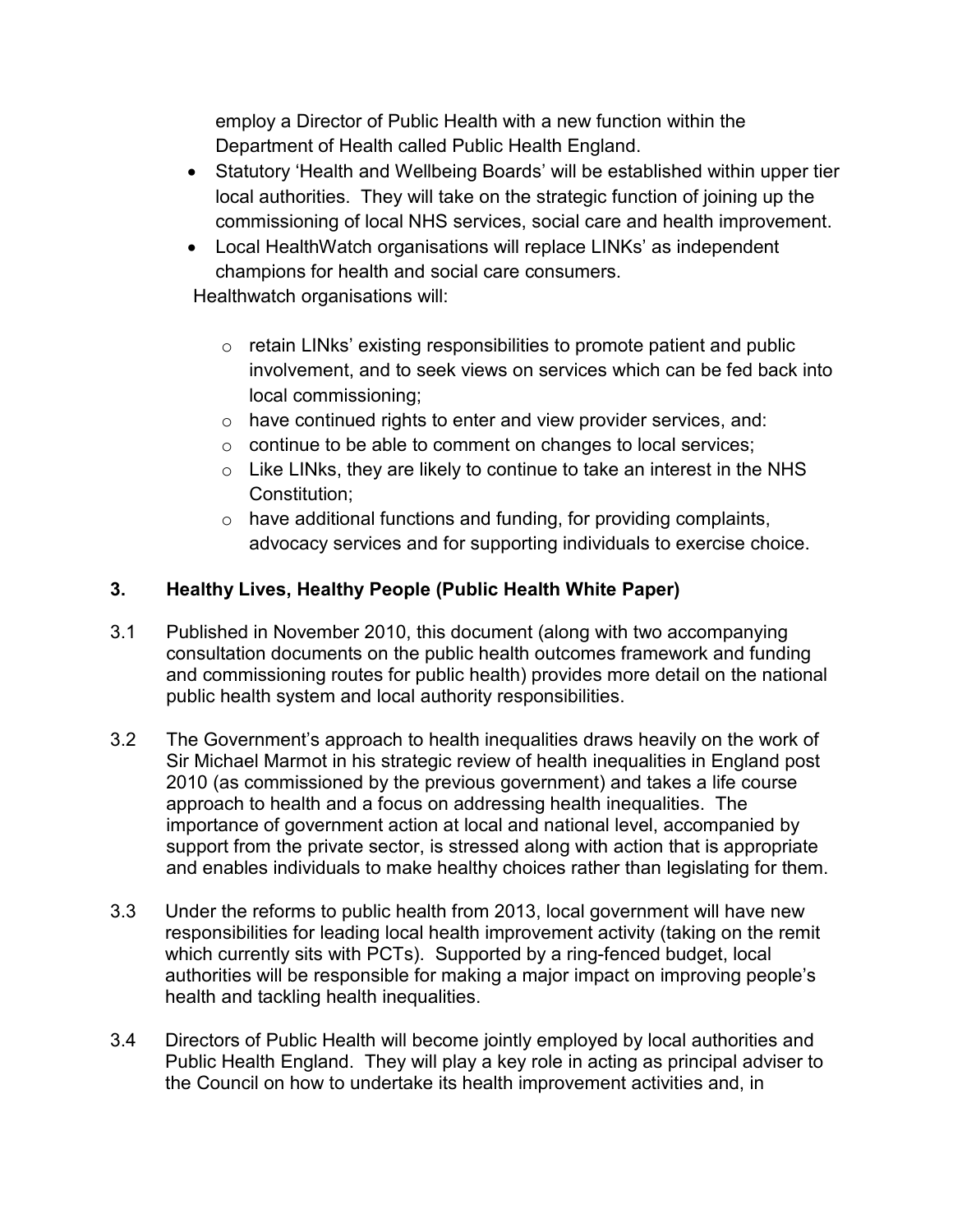employ a Director of Public Health with a new function within the Department of Health called Public Health England.

- Statutory 'Health and Wellbeing Boards' will be established within upper tier local authorities. They will take on the strategic function of joining up the commissioning of local NHS services, social care and health improvement.
- Local HealthWatch organisations will replace LINKs' as independent champions for health and social care consumers.

Healthwatch organisations will:

  - retain LINks' existing responsibilities to promote patient and public involvement, and to seek views on services which can be fed back into local commissioning;
  - have continued rights to enter and view provider services, and:
  - continue to be able to comment on changes to local services;
  - Like LINks, they are likely to continue to take an interest in the NHS Constitution;
  - have additional functions and funding, for providing complaints, advocacy services and for supporting individuals to exercise choice.

## 3. Healthy Lives, Healthy People (Public Health White Paper)

3.1 Published in November 2010, this document (along with two accompanying consultation documents on the public health outcomes framework and funding and commissioning routes for public health) provides more detail on the national public health system and local authority responsibilities.

3.2 The Government's approach to health inequalities draws heavily on the work of Sir Michael Marmot in his strategic review of health inequalities in England post 2010 (as commissioned by the previous government) and takes a life course approach to health and a focus on addressing health inequalities. The importance of government action at local and national level, accompanied by support from the private sector, is stressed along with action that is appropriate and enables individuals to make healthy choices rather than legislating for them.

3.3 Under the reforms to public health from 2013, local government will have new responsibilities for leading local health improvement activity (taking on the remit which currently sits with PCTs). Supported by a ring-fenced budget, local authorities will be responsible for making a major impact on improving people's health and tackling health inequalities.

3.4 Directors of Public Health will become jointly employed by local authorities and Public Health England. They will play a key role in acting as principal adviser to the Council on how to undertake its health improvement activities and, in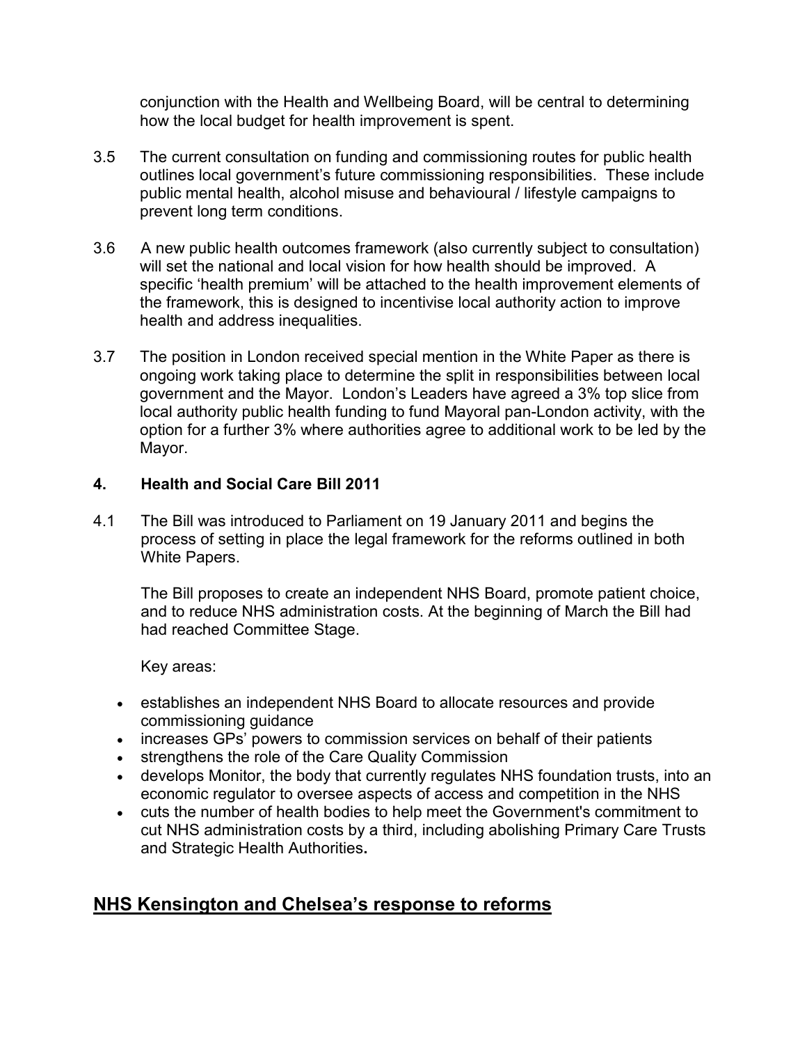conjunction with the Health and Wellbeing Board, will be central to determining how the local budget for health improvement is spent.

3.5 The current consultation on funding and commissioning routes for public health outlines local government's future commissioning responsibilities. These include public mental health, alcohol misuse and behavioural / lifestyle campaigns to prevent long term conditions.

3.6 A new public health outcomes framework (also currently subject to consultation) will set the national and local vision for how health should be improved. A specific 'health premium' will be attached to the health improvement elements of the framework, this is designed to incentivise local authority action to improve health and address inequalities.

3.7 The position in London received special mention in the White Paper as there is ongoing work taking place to determine the split in responsibilities between local government and the Mayor. London's Leaders have agreed a 3% top slice from local authority public health funding to fund Mayoral pan-London activity, with the option for a further 3% where authorities agree to additional work to be led by the Mayor.

### 4. Health and Social Care Bill 2011

4.1 The Bill was introduced to Parliament on 19 January 2011 and begins the process of setting in place the legal framework for the reforms outlined in both White Papers.

The Bill proposes to create an independent NHS Board, promote patient choice, and to reduce NHS administration costs. At the beginning of March the Bill had had reached Committee Stage.

Key areas:

- establishes an independent NHS Board to allocate resources and provide commissioning guidance
- increases GPs' powers to commission services on behalf of their patients
- strengthens the role of the Care Quality Commission
- develops Monitor, the body that currently regulates NHS foundation trusts, into an economic regulator to oversee aspects of access and competition in the NHS
- cuts the number of health bodies to help meet the Government's commitment to cut NHS administration costs by a third, including abolishing Primary Care Trusts and Strategic Health Authorities**.**

## NHS Kensington and Chelsea's response to reforms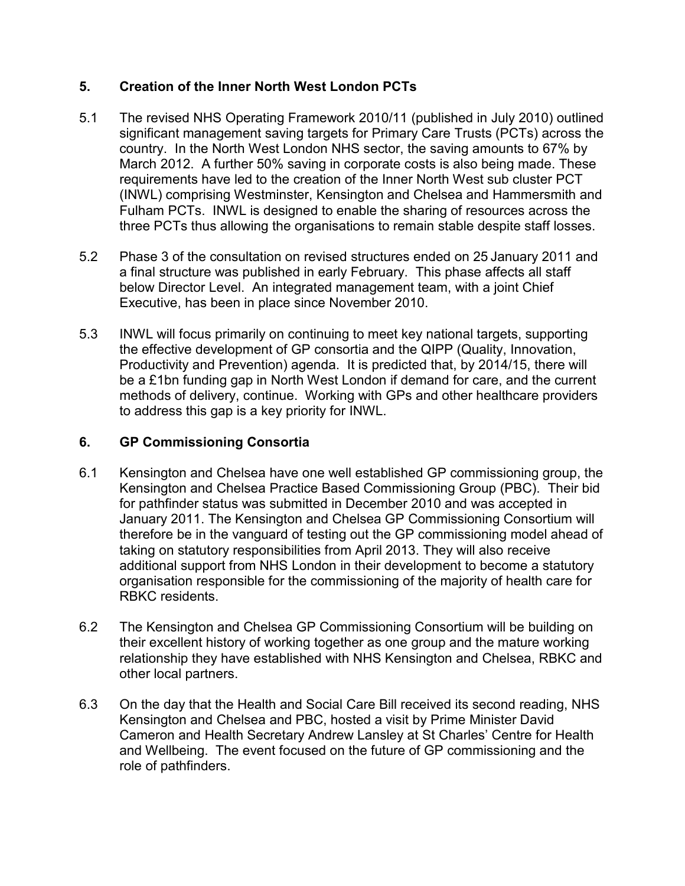## 5. Creation of the Inner North West London PCTs

5.1 The revised NHS Operating Framework 2010/11 (published in July 2010) outlined significant management saving targets for Primary Care Trusts (PCTs) across the country. In the North West London NHS sector, the saving amounts to 67% by March 2012. A further 50% saving in corporate costs is also being made. These requirements have led to the creation of the Inner North West sub cluster PCT (INWL) comprising Westminster, Kensington and Chelsea and Hammersmith and Fulham PCTs. INWL is designed to enable the sharing of resources across the three PCTs thus allowing the organisations to remain stable despite staff losses.

5.2 Phase 3 of the consultation on revised structures ended on 25 January 2011 and a final structure was published in early February. This phase affects all staff below Director Level. An integrated management team, with a joint Chief Executive, has been in place since November 2010.

5.3 INWL will focus primarily on continuing to meet key national targets, supporting the effective development of GP consortia and the QIPP (Quality, Innovation, Productivity and Prevention) agenda. It is predicted that, by 2014/15, there will be a £1bn funding gap in North West London if demand for care, and the current methods of delivery, continue. Working with GPs and other healthcare providers to address this gap is a key priority for INWL.

## 6. GP Commissioning Consortia

6.1 Kensington and Chelsea have one well established GP commissioning group, the Kensington and Chelsea Practice Based Commissioning Group (PBC). Their bid for pathfinder status was submitted in December 2010 and was accepted in January 2011. The Kensington and Chelsea GP Commissioning Consortium will therefore be in the vanguard of testing out the GP commissioning model ahead of taking on statutory responsibilities from April 2013. They will also receive additional support from NHS London in their development to become a statutory organisation responsible for the commissioning of the majority of health care for RBKC residents.

6.2 The Kensington and Chelsea GP Commissioning Consortium will be building on their excellent history of working together as one group and the mature working relationship they have established with NHS Kensington and Chelsea, RBKC and other local partners.

6.3 On the day that the Health and Social Care Bill received its second reading, NHS Kensington and Chelsea and PBC, hosted a visit by Prime Minister David Cameron and Health Secretary Andrew Lansley at St Charles' Centre for Health and Wellbeing. The event focused on the future of GP commissioning and the role of pathfinders.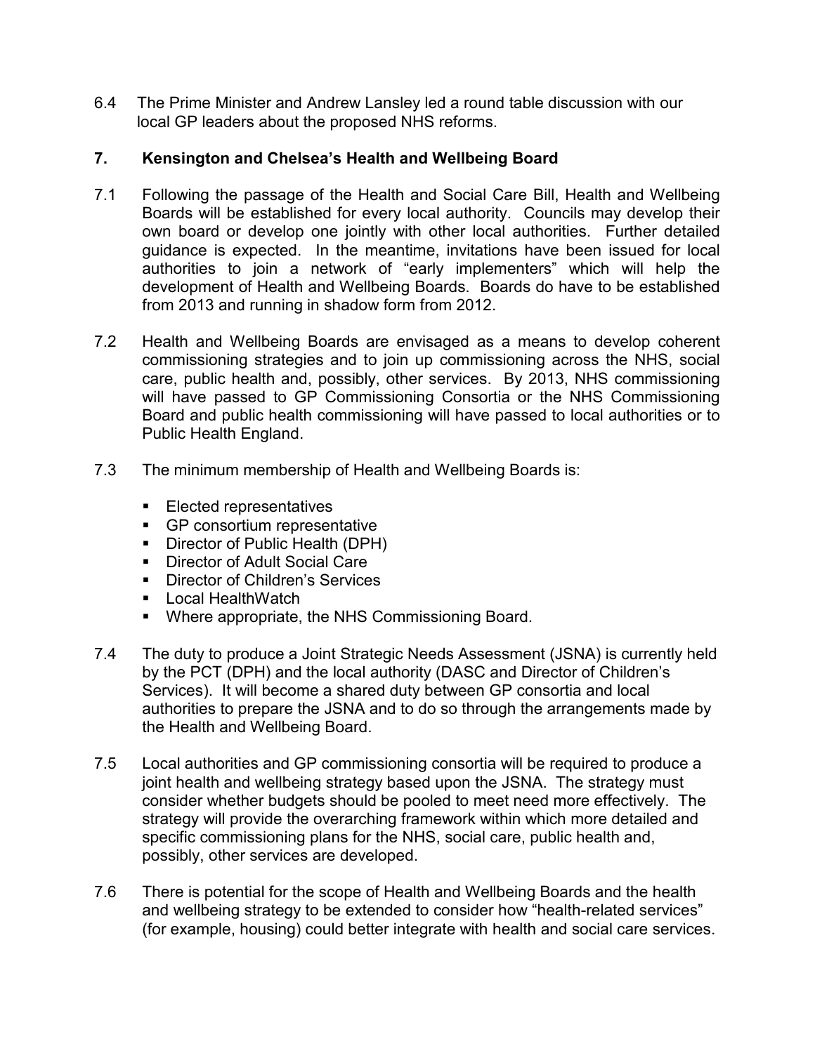6.4 The Prime Minister and Andrew Lansley led a round table discussion with our local GP leaders about the proposed NHS reforms.

## 7. Kensington and Chelsea's Health and Wellbeing Board

7.1 Following the passage of the Health and Social Care Bill, Health and Wellbeing Boards will be established for every local authority. Councils may develop their own board or develop one jointly with other local authorities. Further detailed guidance is expected. In the meantime, invitations have been issued for local authorities to join a network of "early implementers" which will help the development of Health and Wellbeing Boards. Boards do have to be established from 2013 and running in shadow form from 2012.

7.2 Health and Wellbeing Boards are envisaged as a means to develop coherent commissioning strategies and to join up commissioning across the NHS, social care, public health and, possibly, other services. By 2013, NHS commissioning will have passed to GP Commissioning Consortia or the NHS Commissioning Board and public health commissioning will have passed to local authorities or to Public Health England.

7.3 The minimum membership of Health and Wellbeing Boards is:

- Elected representatives
- GP consortium representative
- Director of Public Health (DPH)
- Director of Adult Social Care
- Director of Children's Services
- Local HealthWatch
- Where appropriate, the NHS Commissioning Board.

7.4 The duty to produce a Joint Strategic Needs Assessment (JSNA) is currently held by the PCT (DPH) and the local authority (DASC and Director of Children's Services). It will become a shared duty between GP consortia and local authorities to prepare the JSNA and to do so through the arrangements made by the Health and Wellbeing Board.

7.5 Local authorities and GP commissioning consortia will be required to produce a joint health and wellbeing strategy based upon the JSNA. The strategy must consider whether budgets should be pooled to meet need more effectively. The strategy will provide the overarching framework within which more detailed and specific commissioning plans for the NHS, social care, public health and, possibly, other services are developed.

7.6 There is potential for the scope of Health and Wellbeing Boards and the health and wellbeing strategy to be extended to consider how "health-related services" (for example, housing) could better integrate with health and social care services.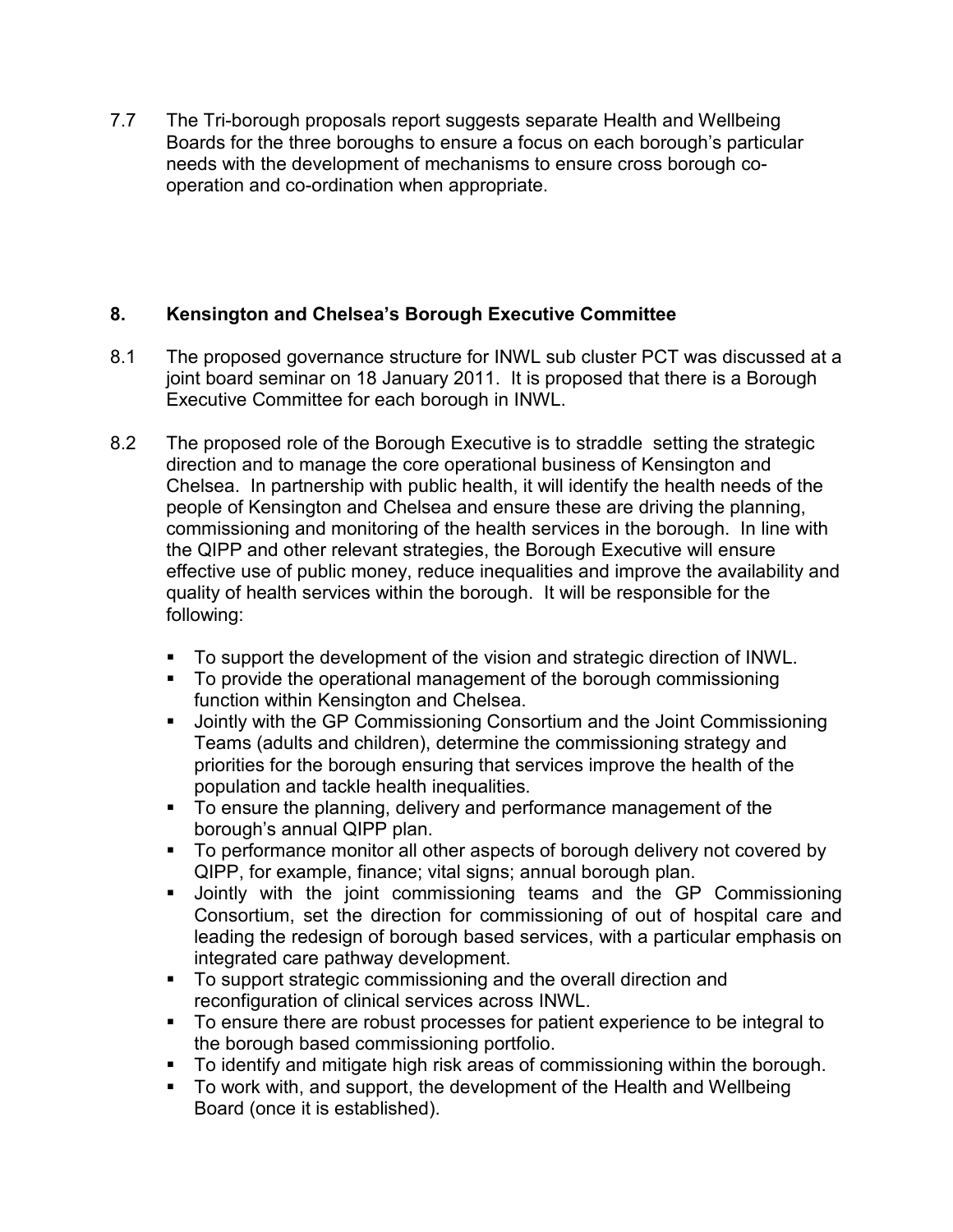7.7 The Tri-borough proposals report suggests separate Health and Wellbeing Boards for the three boroughs to ensure a focus on each borough's particular needs with the development of mechanisms to ensure cross borough co-operation and co-ordination when appropriate.

## 8. Kensington and Chelsea's Borough Executive Committee

8.1 The proposed governance structure for INWL sub cluster PCT was discussed at a joint board seminar on 18 January 2011. It is proposed that there is a Borough Executive Committee for each borough in INWL.

8.2 The proposed role of the Borough Executive is to straddle setting the strategic direction and to manage the core operational business of Kensington and Chelsea. In partnership with public health, it will identify the health needs of the people of Kensington and Chelsea and ensure these are driving the planning, commissioning and monitoring of the health services in the borough. In line with the QIPP and other relevant strategies, the Borough Executive will ensure effective use of public money, reduce inequalities and improve the availability and quality of health services within the borough. It will be responsible for the following:

- To support the development of the vision and strategic direction of INWL.
- To provide the operational management of the borough commissioning function within Kensington and Chelsea.
- Jointly with the GP Commissioning Consortium and the Joint Commissioning Teams (adults and children), determine the commissioning strategy and priorities for the borough ensuring that services improve the health of the population and tackle health inequalities.
- To ensure the planning, delivery and performance management of the borough's annual QIPP plan.
- To performance monitor all other aspects of borough delivery not covered by QIPP, for example, finance; vital signs; annual borough plan.
- Jointly with the joint commissioning teams and the GP Commissioning Consortium, set the direction for commissioning of out of hospital care and leading the redesign of borough based services, with a particular emphasis on integrated care pathway development.
- To support strategic commissioning and the overall direction and reconfiguration of clinical services across INWL.
- To ensure there are robust processes for patient experience to be integral to the borough based commissioning portfolio.
- To identify and mitigate high risk areas of commissioning within the borough.
- To work with, and support, the development of the Health and Wellbeing Board (once it is established).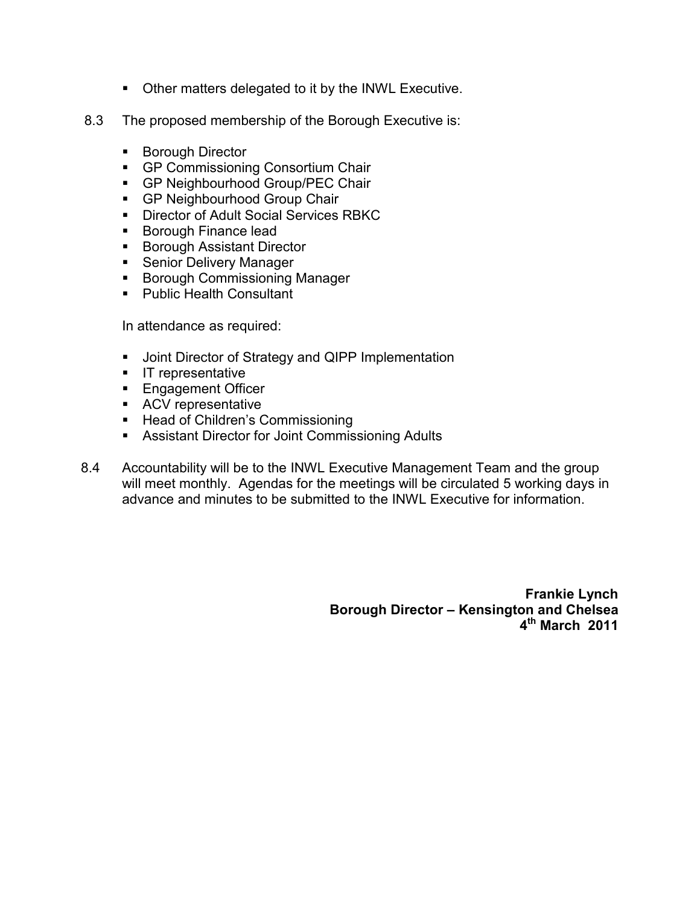- Other matters delegated to it by the INWL Executive.

8.3 The proposed membership of the Borough Executive is:

- Borough Director
- GP Commissioning Consortium Chair
- GP Neighbourhood Group/PEC Chair
- GP Neighbourhood Group Chair
- Director of Adult Social Services RBKC
- Borough Finance lead
- Borough Assistant Director
- Senior Delivery Manager
- Borough Commissioning Manager
- Public Health Consultant

In attendance as required:

- Joint Director of Strategy and QIPP Implementation
- IT representative
- Engagement Officer
- ACV representative
- Head of Children's Commissioning
- Assistant Director for Joint Commissioning Adults

8.4 Accountability will be to the INWL Executive Management Team and the group will meet monthly. Agendas for the meetings will be circulated 5 working days in advance and minutes to be submitted to the INWL Executive for information.

**Frankie Lynch**
**Borough Director – Kensington and Chelsea**
**4th March 2011**